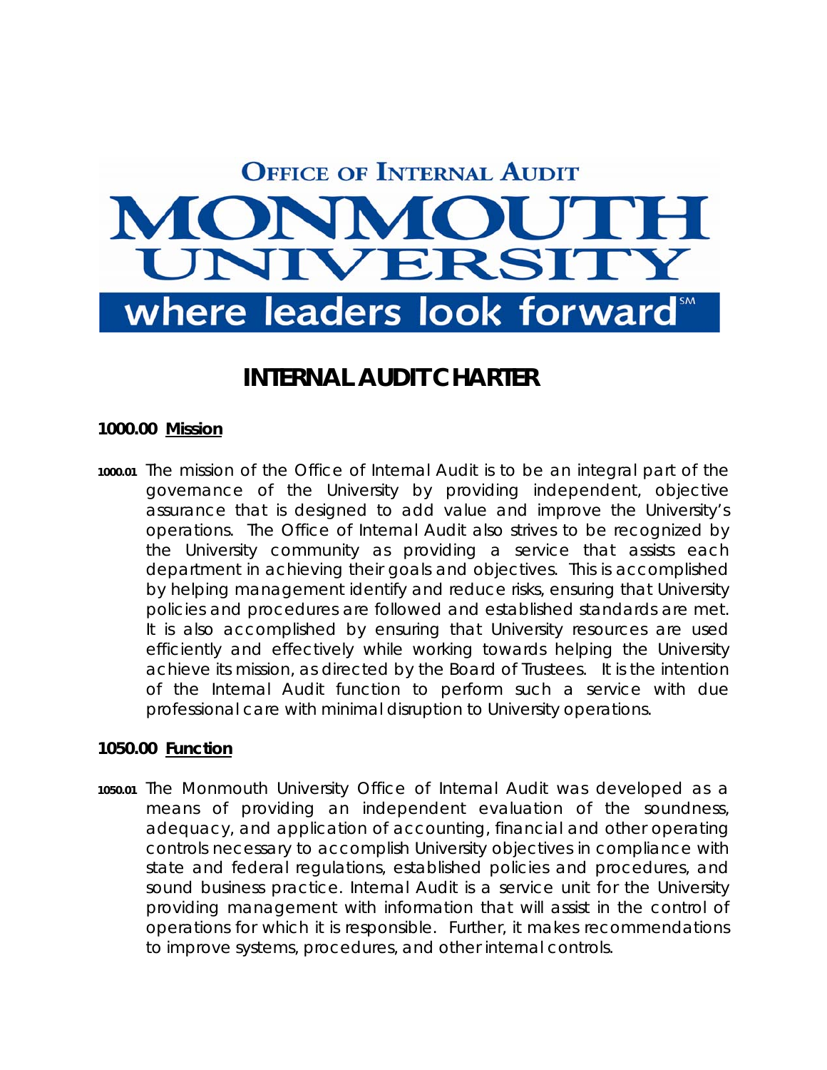**OFFICE OF INTERNAL AUDIT**

**MONMOUTH UNIVERSITY**

**where leaders look forward**[SM]

# INTERNAL AUDIT CHARTER

## 1000.00 Mission

**1000.01** The mission of the Office of Internal Audit is to be an integral part of the governance of the University by providing independent, objective assurance that is designed to add value and improve the University's operations. The Office of Internal Audit also strives to be recognized by the University community as providing a service that assists each department in achieving their goals and objectives. This is accomplished by helping management identify and reduce risks, ensuring that University policies and procedures are followed and established standards are met. It is also accomplished by ensuring that University resources are used efficiently and effectively while working towards helping the University achieve its mission, as directed by the Board of Trustees. It is the intention of the Internal Audit function to perform such a service with due professional care with minimal disruption to University operations.

## 1050.00 Function

**1050.01** The Monmouth University Office of Internal Audit was developed as a means of providing an independent evaluation of the soundness, adequacy, and application of accounting, financial and other operating controls necessary to accomplish University objectives in compliance with state and federal regulations, established policies and procedures, and sound business practice. Internal Audit is a service unit for the University providing management with information that will assist in the control of operations for which it is responsible. Further, it makes recommendations to improve systems, procedures, and other internal controls.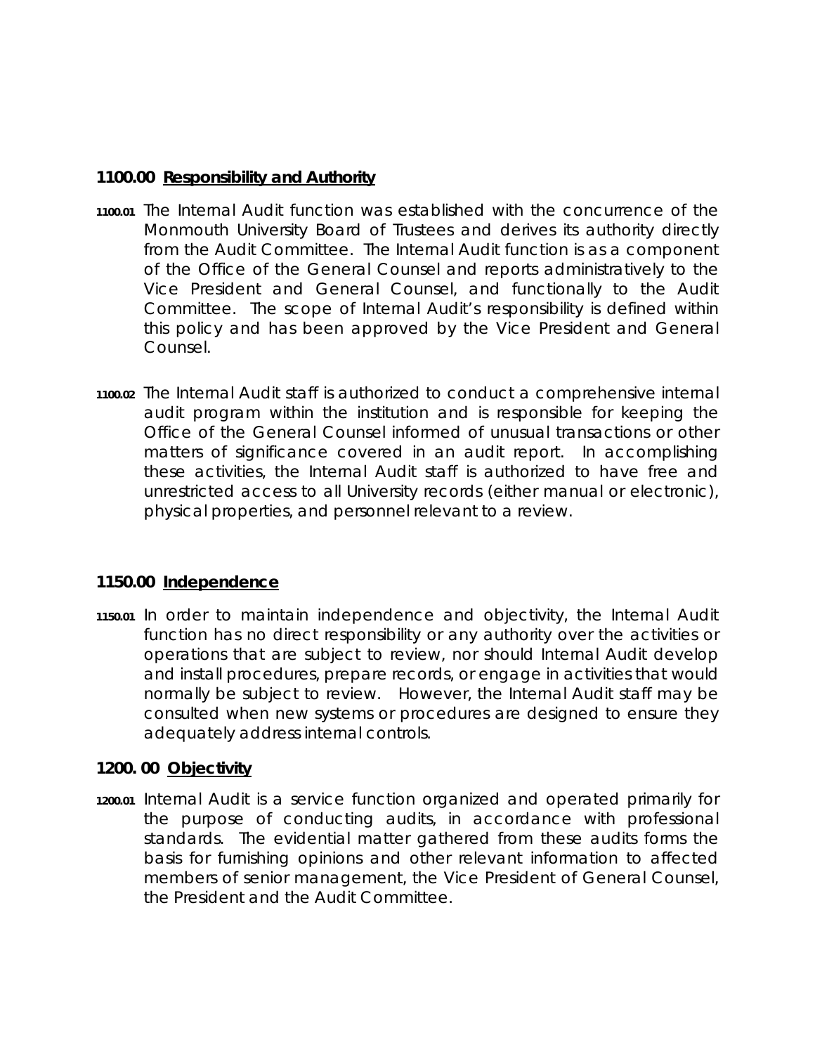## 1100.00 Responsibility and Authority

**1100.01** The Internal Audit function was established with the concurrence of the Monmouth University Board of Trustees and derives its authority directly from the Audit Committee. The Internal Audit function is as a component of the Office of the General Counsel and reports administratively to the Vice President and General Counsel, and functionally to the Audit Committee. The scope of Internal Audit's responsibility is defined within this policy and has been approved by the Vice President and General Counsel.

**1100.02** The Internal Audit staff is authorized to conduct a comprehensive internal audit program within the institution and is responsible for keeping the Office of the General Counsel informed of unusual transactions or other matters of significance covered in an audit report. In accomplishing these activities, the Internal Audit staff is authorized to have free and unrestricted access to all University records (either manual or electronic), physical properties, and personnel relevant to a review.

## 1150.00 Independence

**1150.01** In order to maintain independence and objectivity, the Internal Audit function has no direct responsibility or any authority over the activities or operations that are subject to review, nor should Internal Audit develop and install procedures, prepare records, or engage in activities that would normally be subject to review. However, the Internal Audit staff may be consulted when new systems or procedures are designed to ensure they adequately address internal controls.

## 1200. 00 Objectivity

**1200.01** Internal Audit is a service function organized and operated primarily for the purpose of conducting audits, in accordance with professional standards. The evidential matter gathered from these audits forms the basis for furnishing opinions and other relevant information to affected members of senior management, the Vice President of General Counsel, the President and the Audit Committee.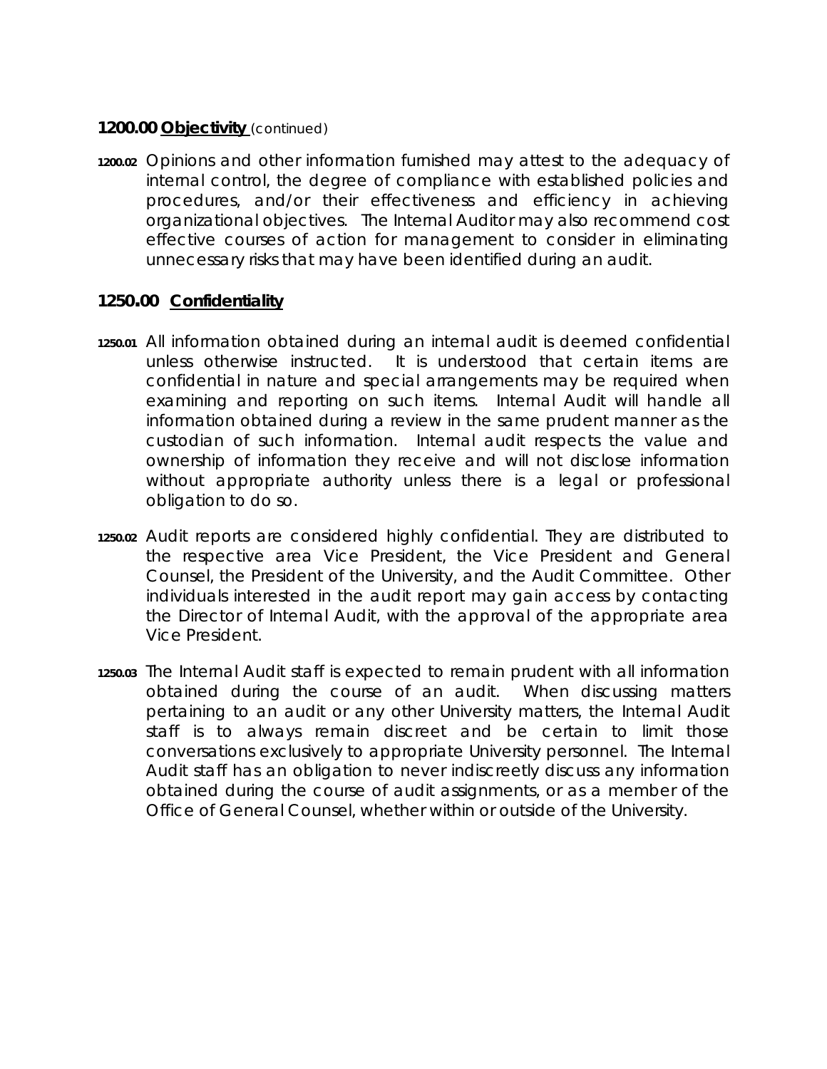## 1200.00 **Objectivity** (continued)

**1200.02** Opinions and other information furnished may attest to the adequacy of internal control, the degree of compliance with established policies and procedures, and/or their effectiveness and efficiency in achieving organizational objectives. The Internal Auditor may also recommend cost effective courses of action for management to consider in eliminating unnecessary risks that may have been identified during an audit.

## 1250.00 **Confidentiality**

**1250.01** All information obtained during an internal audit is deemed confidential unless otherwise instructed. It is understood that certain items are confidential in nature and special arrangements may be required when examining and reporting on such items. Internal Audit will handle all information obtained during a review in the same prudent manner as the custodian of such information. Internal audit respects the value and ownership of information they receive and will not disclose information without appropriate authority unless there is a legal or professional obligation to do so.

**1250.02** Audit reports are considered highly confidential. They are distributed to the respective area Vice President, the Vice President and General Counsel, the President of the University, and the Audit Committee. Other individuals interested in the audit report may gain access by contacting the Director of Internal Audit, with the approval of the appropriate area Vice President.

**1250.03** The Internal Audit staff is expected to remain prudent with all information obtained during the course of an audit. When discussing matters pertaining to an audit or any other University matters, the Internal Audit staff is to always remain discreet and be certain to limit those conversations exclusively to appropriate University personnel. The Internal Audit staff has an obligation to never indiscreetly discuss any information obtained during the course of audit assignments, or as a member of the Office of General Counsel, whether within or outside of the University.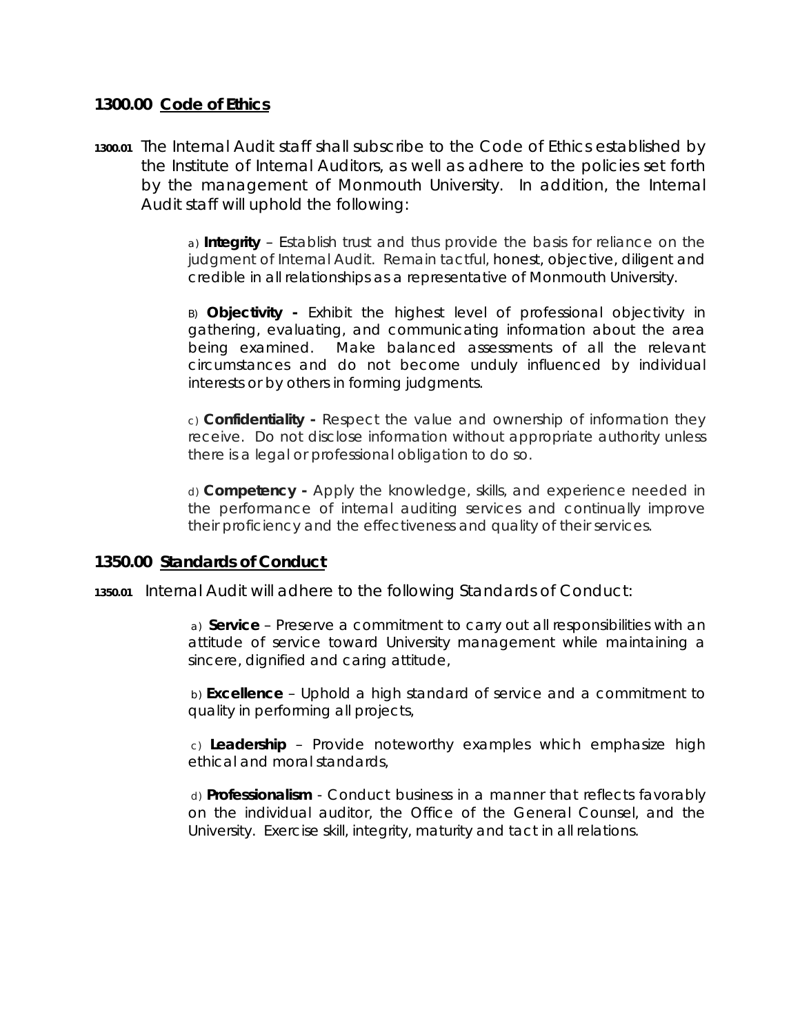## 1300.00 <u>Code of Ethics</u>

**1300.01** The Internal Audit staff shall subscribe to the Code of Ethics established by the Institute of Internal Auditors, as well as adhere to the policies set forth by the management of Monmouth University. In addition, the Internal Audit staff will uphold the following:

a) **Integrity** – Establish trust and thus provide the basis for reliance on the judgment of Internal Audit. Remain tactful, honest, objective, diligent and credible in all relationships as a representative of Monmouth University.

B) **Objectivity -** Exhibit the highest level of professional objectivity in gathering, evaluating, and communicating information about the area being examined. Make balanced assessments of all the relevant circumstances and do not become unduly influenced by individual interests or by others in forming judgments.

c) **Confidentiality -** Respect the value and ownership of information they receive. Do not disclose information without appropriate authority unless there is a legal or professional obligation to do so.

d) **Competency -** Apply the knowledge, skills, and experience needed in the performance of internal auditing services and continually improve their proficiency and the effectiveness and quality of their services.

## 1350.00 <u>Standards of Conduct</u>

**1350.01** Internal Audit will adhere to the following Standards of Conduct:

a) **Service** – Preserve a commitment to carry out all responsibilities with an attitude of service toward University management while maintaining a sincere, dignified and caring attitude,

b) **Excellence** – Uphold a high standard of service and a commitment to quality in performing all projects,

c) **Leadership** – Provide noteworthy examples which emphasize high ethical and moral standards,

d) **Professionalism** - Conduct business in a manner that reflects favorably on the individual auditor, the Office of the General Counsel, and the University. Exercise skill, integrity, maturity and tact in all relations.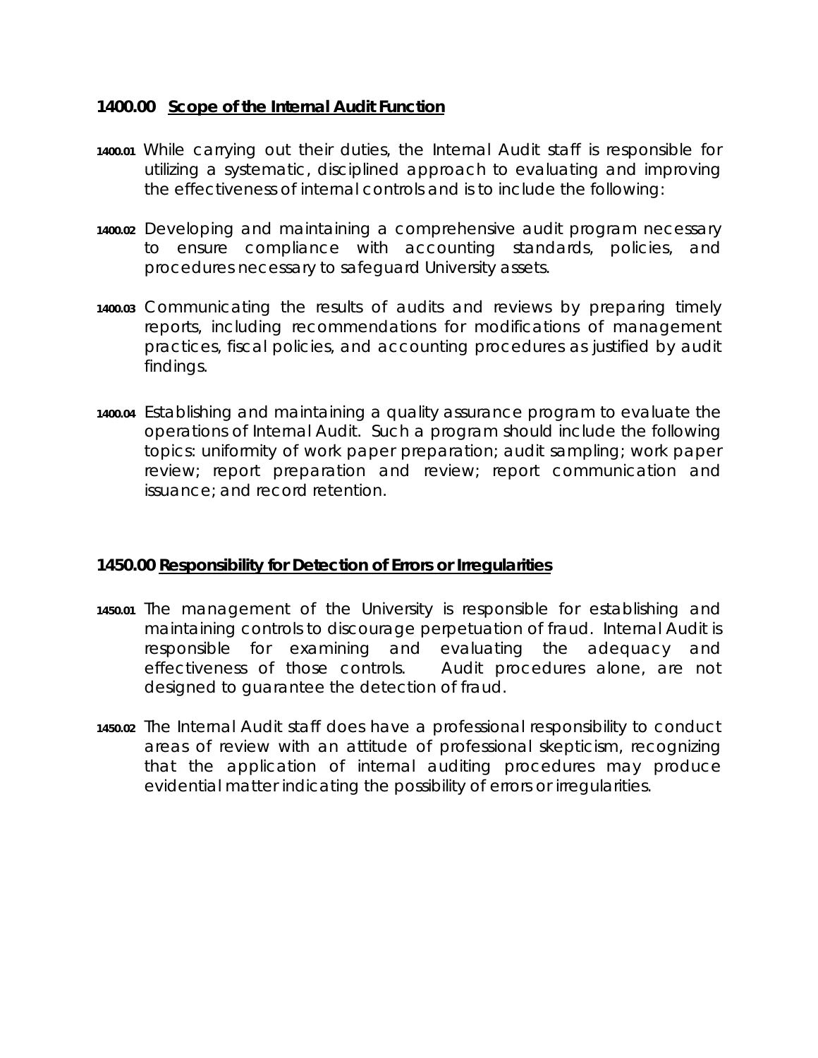## 1400.00 Scope of the Internal Audit Function

**1400.01** While carrying out their duties, the Internal Audit staff is responsible for utilizing a systematic, disciplined approach to evaluating and improving the effectiveness of internal controls and is to include the following:

**1400.02** Developing and maintaining a comprehensive audit program necessary to ensure compliance with accounting standards, policies, and procedures necessary to safeguard University assets.

**1400.03** Communicating the results of audits and reviews by preparing timely reports, including recommendations for modifications of management practices, fiscal policies, and accounting procedures as justified by audit findings.

**1400.04** Establishing and maintaining a quality assurance program to evaluate the operations of Internal Audit. Such a program should include the following topics: uniformity of work paper preparation; audit sampling; work paper review; report preparation and review; report communication and issuance; and record retention.

## 1450.00 Responsibility for Detection of Errors or Irregularities

**1450.01** The management of the University is responsible for establishing and maintaining controls to discourage perpetuation of fraud. Internal Audit is responsible for examining and evaluating the adequacy and effectiveness of those controls. Audit procedures alone, are not designed to guarantee the detection of fraud.

**1450.02** The Internal Audit staff does have a professional responsibility to conduct areas of review with an attitude of professional skepticism, recognizing that the application of internal auditing procedures may produce evidential matter indicating the possibility of errors or irregularities.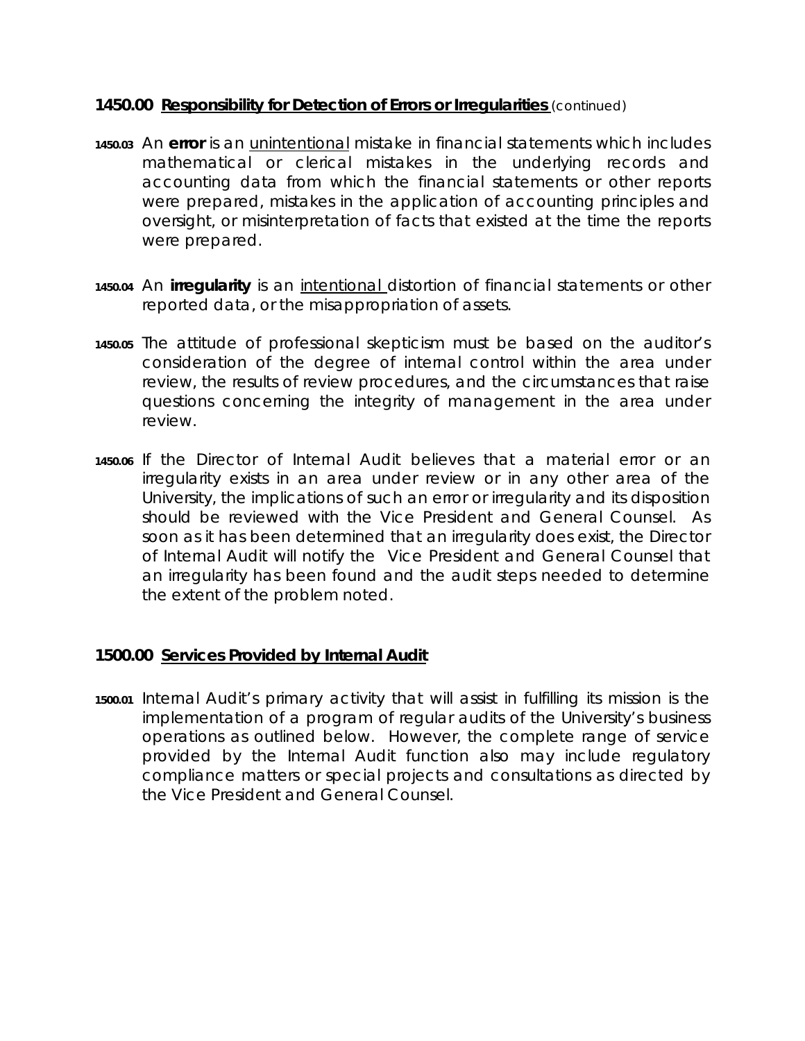## 1450.00 Responsibility for Detection of Errors or Irregularities (continued)

**1450.03** An **error** is an unintentional mistake in financial statements which includes mathematical or clerical mistakes in the underlying records and accounting data from which the financial statements or other reports were prepared, mistakes in the application of accounting principles and oversight, or misinterpretation of facts that existed at the time the reports were prepared.

**1450.04** An **irregularity** is an intentional distortion of financial statements or other reported data, or the misappropriation of assets.

**1450.05** The attitude of professional skepticism must be based on the auditor's consideration of the degree of internal control within the area under review, the results of review procedures, and the circumstances that raise questions concerning the integrity of management in the area under review.

**1450.06** If the Director of Internal Audit believes that a material error or an irregularity exists in an area under review or in any other area of the University, the implications of such an error or irregularity and its disposition should be reviewed with the Vice President and General Counsel. As soon as it has been determined that an irregularity does exist, the Director of Internal Audit will notify the Vice President and General Counsel that an irregularity has been found and the audit steps needed to determine the extent of the problem noted.

## 1500.00 Services Provided by Internal Audit

**1500.01** Internal Audit's primary activity that will assist in fulfilling its mission is the implementation of a program of regular audits of the University's business operations as outlined below. However, the complete range of service provided by the Internal Audit function also may include regulatory compliance matters or special projects and consultations as directed by the Vice President and General Counsel.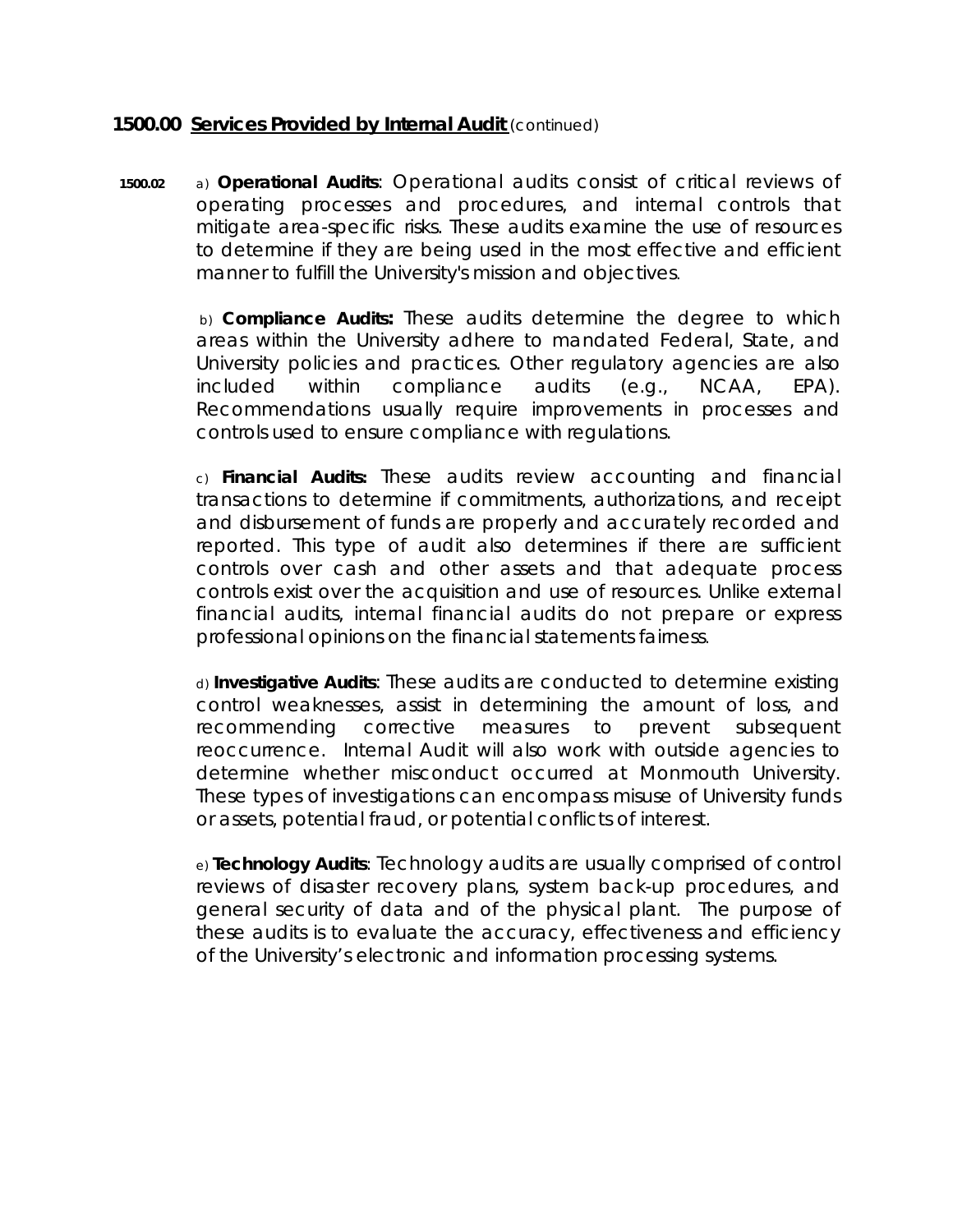## 1500.00 **Services Provided by Internal Audit** (continued)

**1500.02** a) **Operational Audits**: Operational audits consist of critical reviews of operating processes and procedures, and internal controls that mitigate area-specific risks. These audits examine the use of resources to determine if they are being used in the most effective and efficient manner to fulfill the University's mission and objectives.

b) **Compliance Audits:** These audits determine the degree to which areas within the University adhere to mandated Federal, State, and University policies and practices. Other regulatory agencies are also included within compliance audits (e.g., NCAA, EPA). Recommendations usually require improvements in processes and controls used to ensure compliance with regulations.

c) **Financial Audits**: These audits review accounting and financial transactions to determine if commitments, authorizations, and receipt and disbursement of funds are properly and accurately recorded and reported. This type of audit also determines if there are sufficient controls over cash and other assets and that adequate process controls exist over the acquisition and use of resources. Unlike external financial audits, internal financial audits do not prepare or express professional opinions on the financial statements fairness.

d) **Investigative Audits**: These audits are conducted to determine existing control weaknesses, assist in determining the amount of loss, and recommending corrective measures to prevent subsequent reoccurrence. Internal Audit will also work with outside agencies to determine whether misconduct occurred at Monmouth University. These types of investigations can encompass misuse of University funds or assets, potential fraud, or potential conflicts of interest.

e) **Technology Audits**: Technology audits are usually comprised of control reviews of disaster recovery plans, system back-up procedures, and general security of data and of the physical plant. The purpose of these audits is to evaluate the accuracy, effectiveness and efficiency of the University's electronic and information processing systems.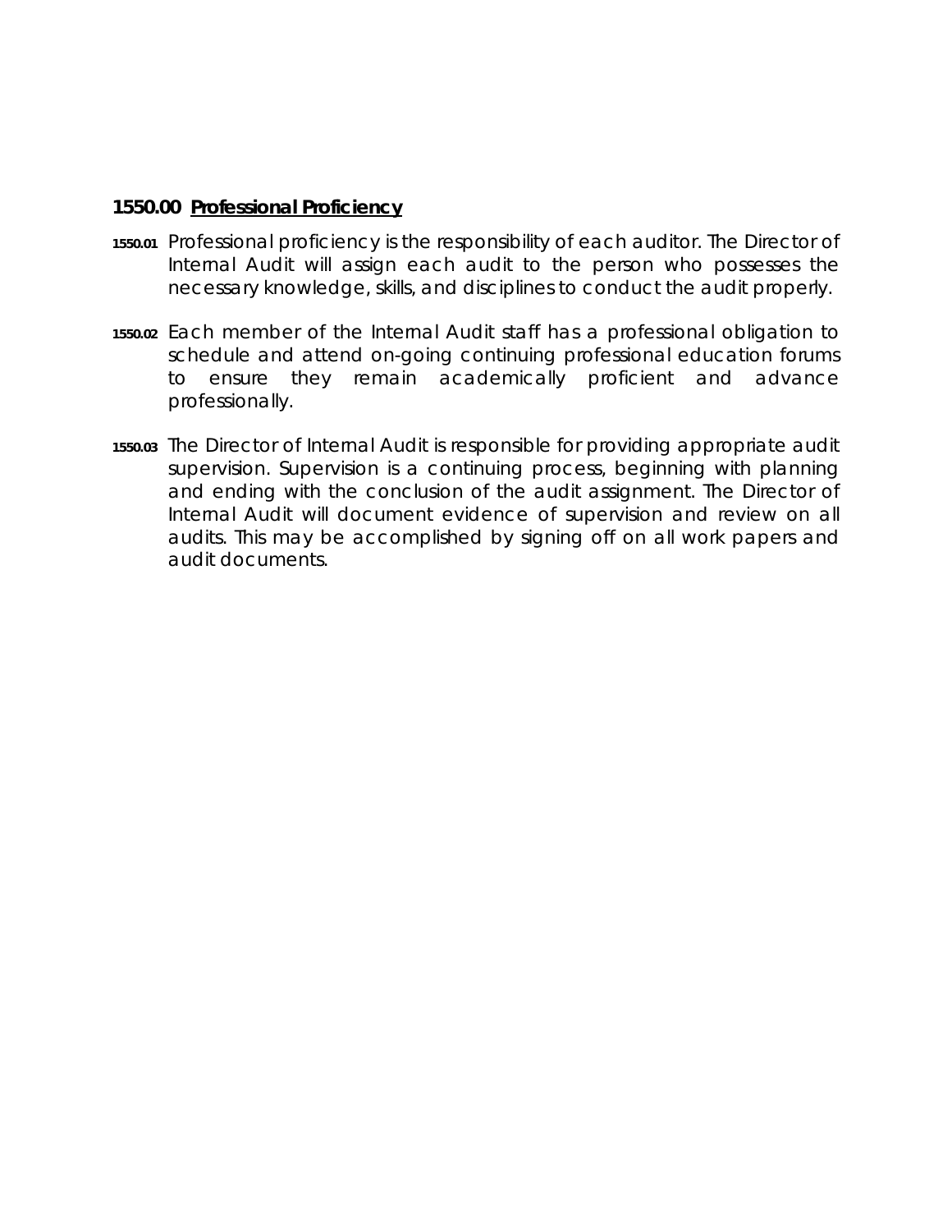## 1550.00 Professional Proficiency

**1550.01** Professional proficiency is the responsibility of each auditor. The Director of Internal Audit will assign each audit to the person who possesses the necessary knowledge, skills, and disciplines to conduct the audit properly.

**1550.02** Each member of the Internal Audit staff has a professional obligation to schedule and attend on-going continuing professional education forums to ensure they remain academically proficient and advance professionally.

**1550.03** The Director of Internal Audit is responsible for providing appropriate audit supervision. Supervision is a continuing process, beginning with planning and ending with the conclusion of the audit assignment. The Director of Internal Audit will document evidence of supervision and review on all audits. This may be accomplished by signing off on all work papers and audit documents.